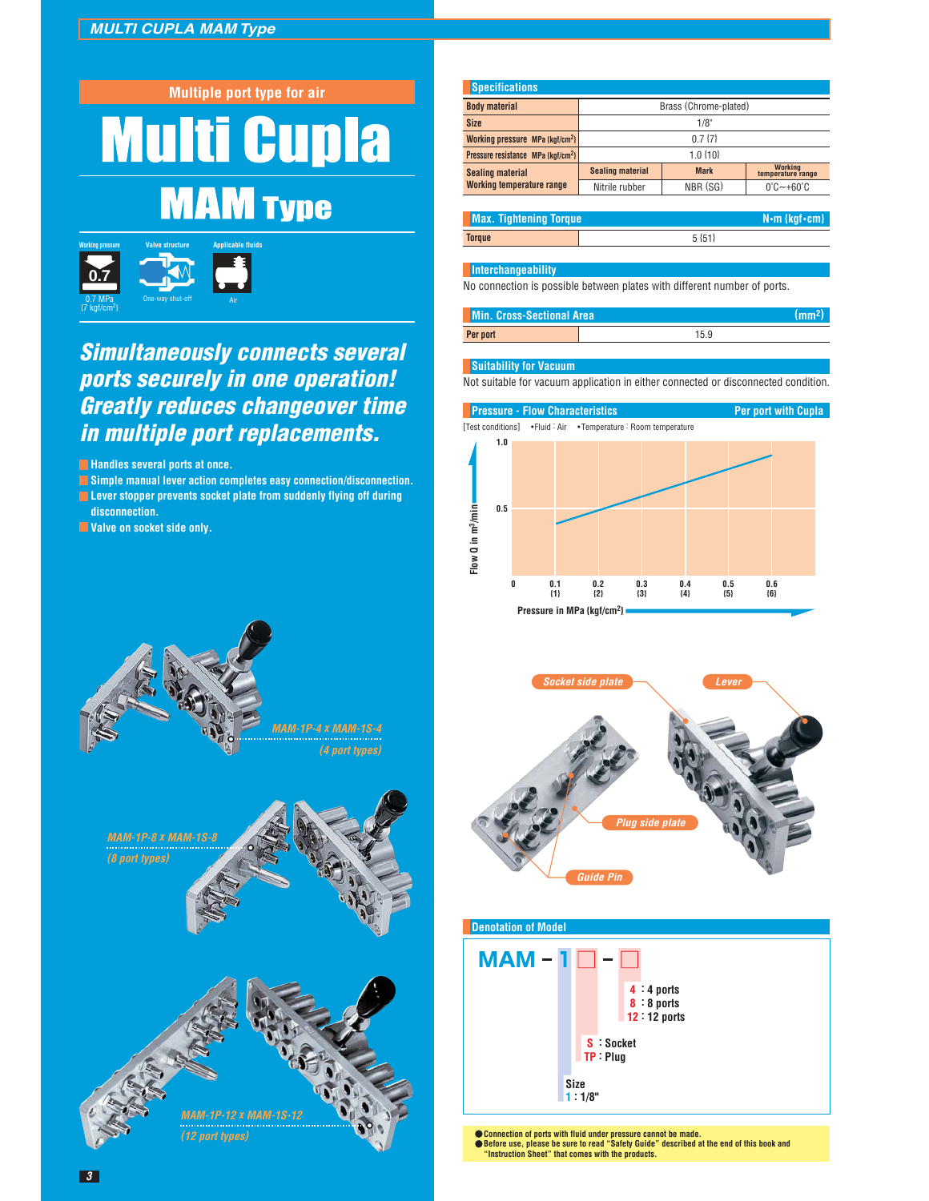# Multiple port type for air

# Multi Cupla

## MAM Type

Working pressure: 0.7 MPa {7 kgf/cm²}
Valve structure: One-way shut-off
Applicable fluids: Air

### *Simultaneously connects several ports securely in one operation! Greatly reduces changeover time in multiple port replacements.*

- Handles several ports at once.
- Simple manual lever action completes easy connection/disconnection.
- Lever stopper prevents socket plate from suddenly flying off during disconnection.
- Valve on socket side only.

*MAM-1P-4 x MAM-1S-4 (4 port types)*

*MAM-1P-8 x MAM-1S-8 (8 port types)*

*MAM-1P-12 x MAM-1S-12 (12 port types)*

## Specifications

| Body material | Brass (Chrome-plated) | | |
|---|---|---|---|
| Size | 1/8" | | |
| Working pressure MPa {kgf/cm²} | 0.7 {7} | | |
| Pressure resistance MPa {kgf/cm²} | 1.0 {10} | | |
| Sealing material / Working temperature range | Sealing material | Mark | Working temperature range |
| | Nitrile rubber | NBR (SG) | 0°C∼+60°C |

## Max. Tightening Torque

N•m {kgf•cm}

| Torque | 5 {51} |
|---|---|

## Interchangeability

No connection is possible between plates with different number of ports.

## Min. Cross-Sectional Area

(mm²)

| Per port | 15.9 |
|---|---|

## Suitability for Vacuum

Not suitable for vacuum application in either connected or disconnected condition.

## Pressure - Flow Characteristics

Per port with Cupla

[Test conditions] •Fluid : Air •Temperature : Room temperature

Flow Q in m³/min (0 – 1.0) vs. Pressure in MPa {kgf/cm²}: 0, 0.1 {1}, 0.2 {2}, 0.3 {3}, 0.4 {4}, 0.5 {5}, 0.6 {6}

Socket side plate / Lever / Plug side plate / Guide Pin

## Denotation of Model

**MAM – 1 □ – □**

- 4 : 4 ports
- 8 : 8 ports
- 12 : 12 ports

- S : Socket
- TP : Plug

Size
1 : 1/8"

- Connection of ports with fluid under pressure cannot be made.
- Before use, please be sure to read "Safety Guide" described at the end of this book and "Instruction Sheet" that comes with the products.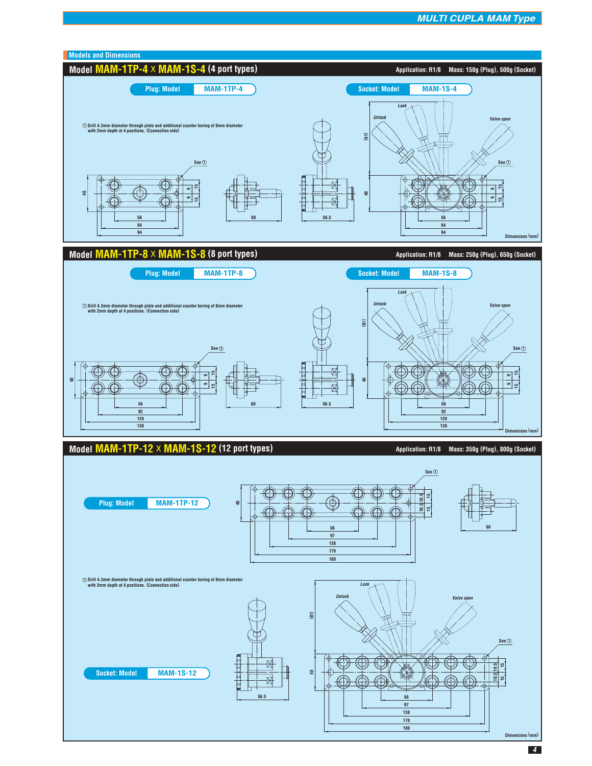## Models and Dimensions

### Model MAM-1TP-4 x MAM-1S-4 (4 port types)

Application: R1/8 Mass: 150g (Plug), 500g (Socket)

Plug: Model MAM-1TP-4

Socket: Model MAM-1S-4

① Drill 4.3mm diameter through plate and additional counter boring of 8mm diameter with 2mm depth at 4 positions. (Connection side)

See ①

40
9
9
15
15
56
84
94
60
56.5

Lock
Unlock
Valve open
(81)
See ①
40
9
9
15
15
56
84
94

Dimensions (mm)

### Model MAM-1TP-8 x MAM-1S-8 (8 port types)

Application: R1/8 Mass: 250g (Plug), 650g (Socket)

Plug: Model MAM-1TP-8

Socket: Model MAM-1S-8

① Drill 4.3mm diameter through plate and additional counter boring of 8mm diameter with 2mm depth at 4 positions. (Connection side)

See ①

40
9
9
15
15
56
92
120
130
60
56.5

Lock
Unlock
Valve open
(81)
See ①
40
9
9
15
15
56
92
120
130

Dimensions (mm)

### Model MAM-1TP-12 x MAM-1S-12 (12 port types)

Application: R1/8 Mass: 350g (Plug), 800g (Socket)

Plug: Model MAM-1TP-12

See ①

40
10.5
10.5
15
15
56
97
138
170
180
60

① Drill 4.3mm diameter through plate and additional counter boring of 8mm diameter with 2mm depth at 4 positions. (Connection side)

Socket: Model MAM-1S-12

56.5

Lock
Unlock
Valve open
(81)
See ①
40
10.5
10.5
15
15
56
97
138
170
180

Dimensions (mm)